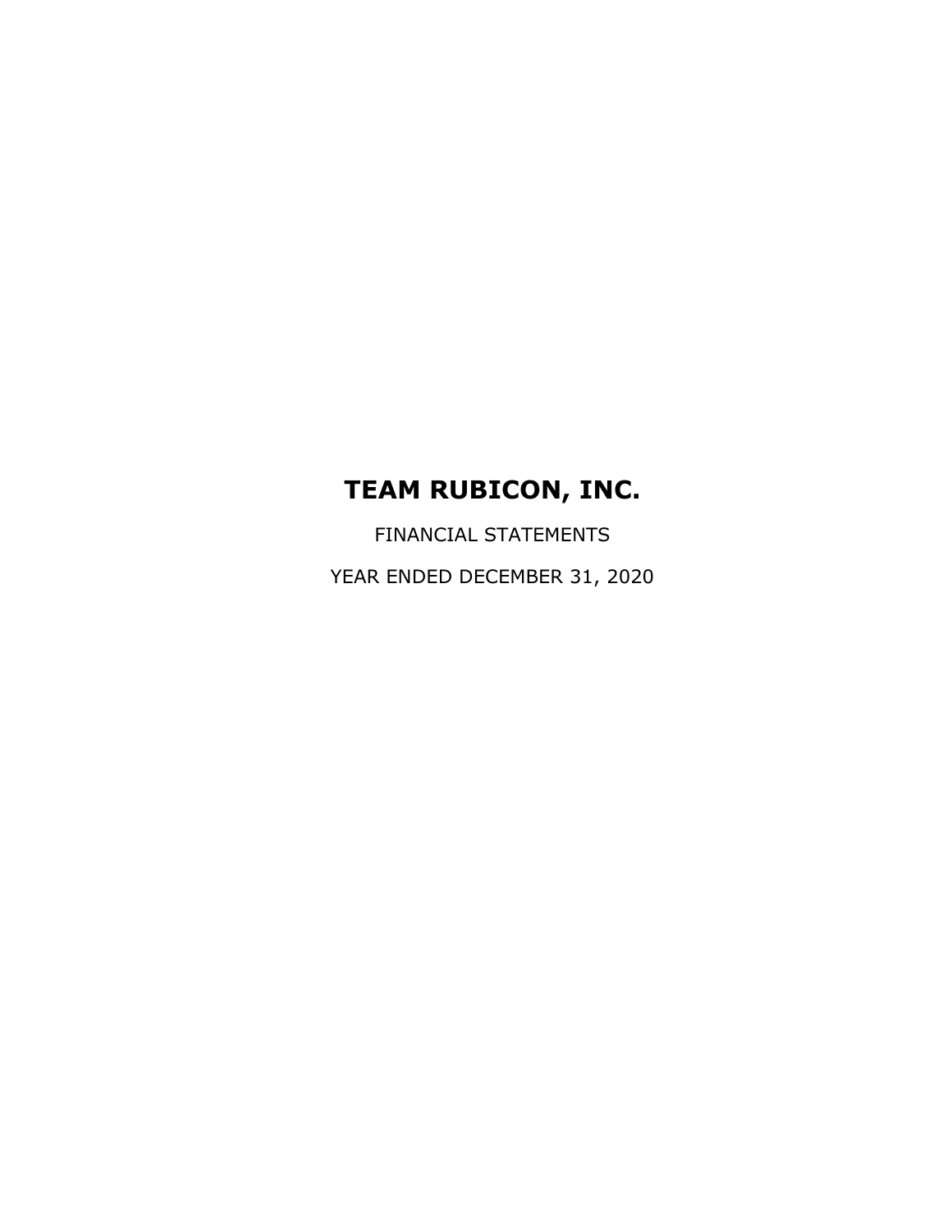# TEAM RUBICON, INC.

FINANCIAL STATEMENTS

YEAR ENDED DECEMBER 31, 2020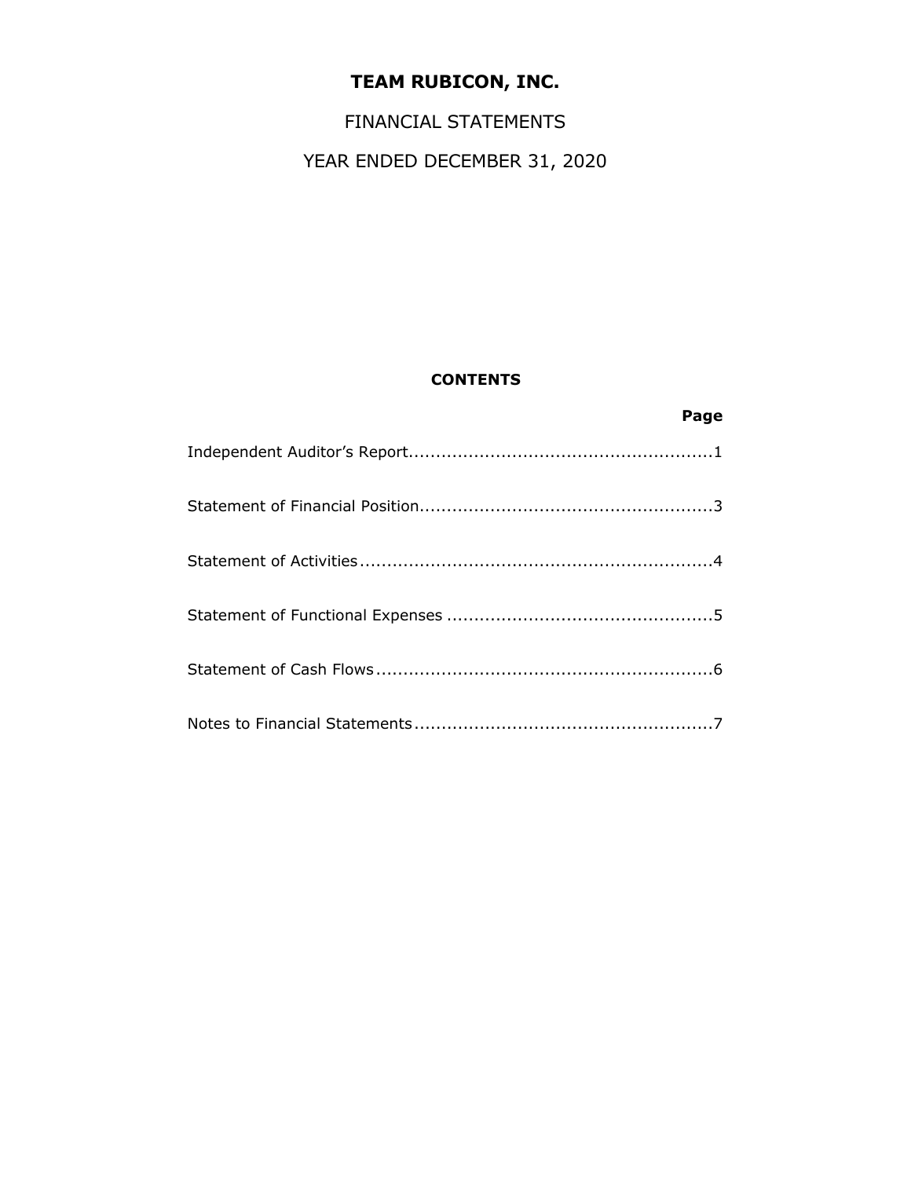# TEAM RUBICON, INC.

FINANCIAL STATEMENTS

YEAR ENDED DECEMBER 31, 2020

## CONTENTS

| | Page |
|---|---|
| Independent Auditor's Report | 1 |
| Statement of Financial Position | 3 |
| Statement of Activities | 4 |
| Statement of Functional Expenses | 5 |
| Statement of Cash Flows | 6 |
| Notes to Financial Statements | 7 |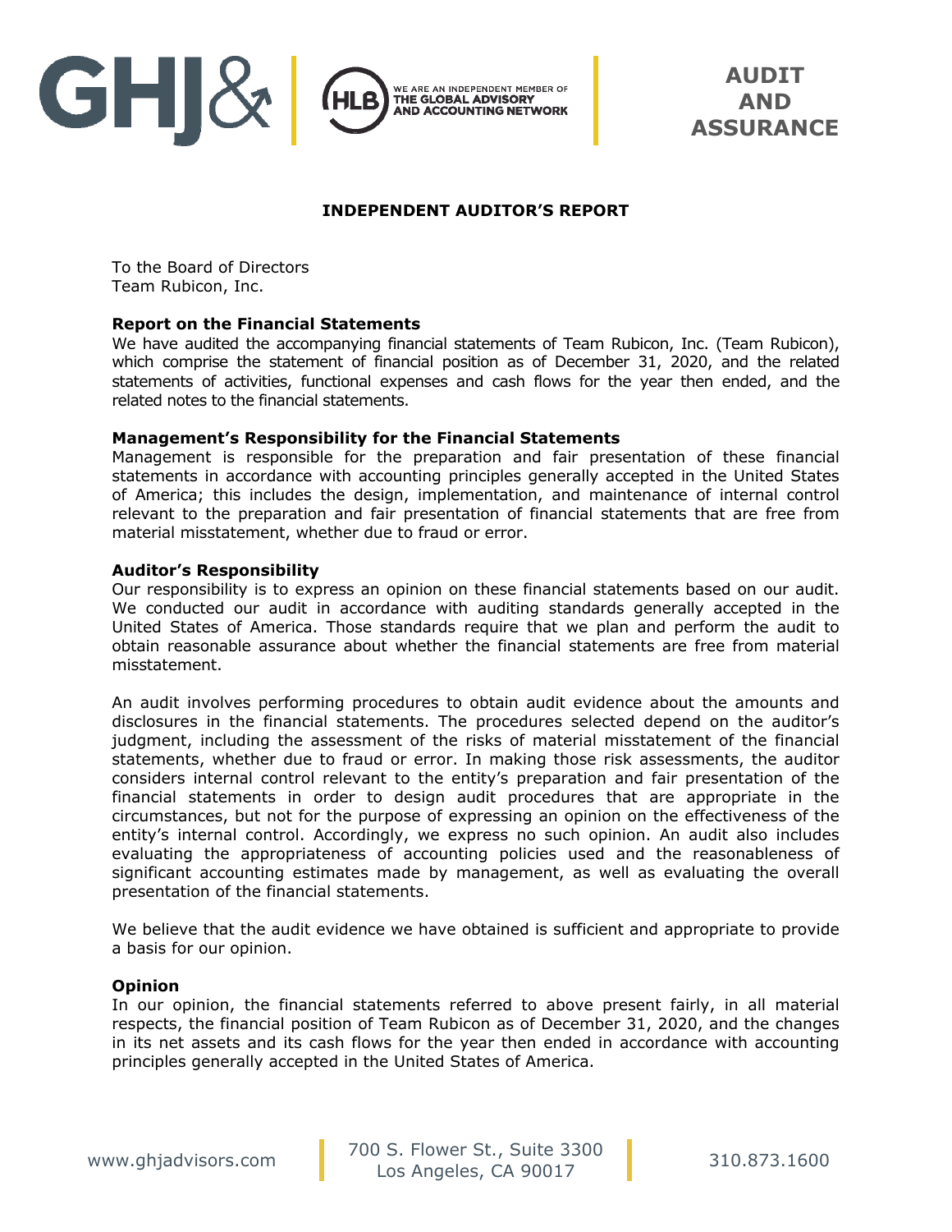# INDEPENDENT AUDITOR'S REPORT

To the Board of Directors
Team Rubicon, Inc.

**Report on the Financial Statements**
We have audited the accompanying financial statements of Team Rubicon, Inc. (Team Rubicon), which comprise the statement of financial position as of December 31, 2020, and the related statements of activities, functional expenses and cash flows for the year then ended, and the related notes to the financial statements.

**Management's Responsibility for the Financial Statements**
Management is responsible for the preparation and fair presentation of these financial statements in accordance with accounting principles generally accepted in the United States of America; this includes the design, implementation, and maintenance of internal control relevant to the preparation and fair presentation of financial statements that are free from material misstatement, whether due to fraud or error.

**Auditor's Responsibility**
Our responsibility is to express an opinion on these financial statements based on our audit. We conducted our audit in accordance with auditing standards generally accepted in the United States of America. Those standards require that we plan and perform the audit to obtain reasonable assurance about whether the financial statements are free from material misstatement.

An audit involves performing procedures to obtain audit evidence about the amounts and disclosures in the financial statements. The procedures selected depend on the auditor's judgment, including the assessment of the risks of material misstatement of the financial statements, whether due to fraud or error. In making those risk assessments, the auditor considers internal control relevant to the entity's preparation and fair presentation of the financial statements in order to design audit procedures that are appropriate in the circumstances, but not for the purpose of expressing an opinion on the effectiveness of the entity's internal control. Accordingly, we express no such opinion. An audit also includes evaluating the appropriateness of accounting policies used and the reasonableness of significant accounting estimates made by management, as well as evaluating the overall presentation of the financial statements.

We believe that the audit evidence we have obtained is sufficient and appropriate to provide a basis for our opinion.

**Opinion**
In our opinion, the financial statements referred to above present fairly, in all material respects, the financial position of Team Rubicon as of December 31, 2020, and the changes in its net assets and its cash flows for the year then ended in accordance with accounting principles generally accepted in the United States of America.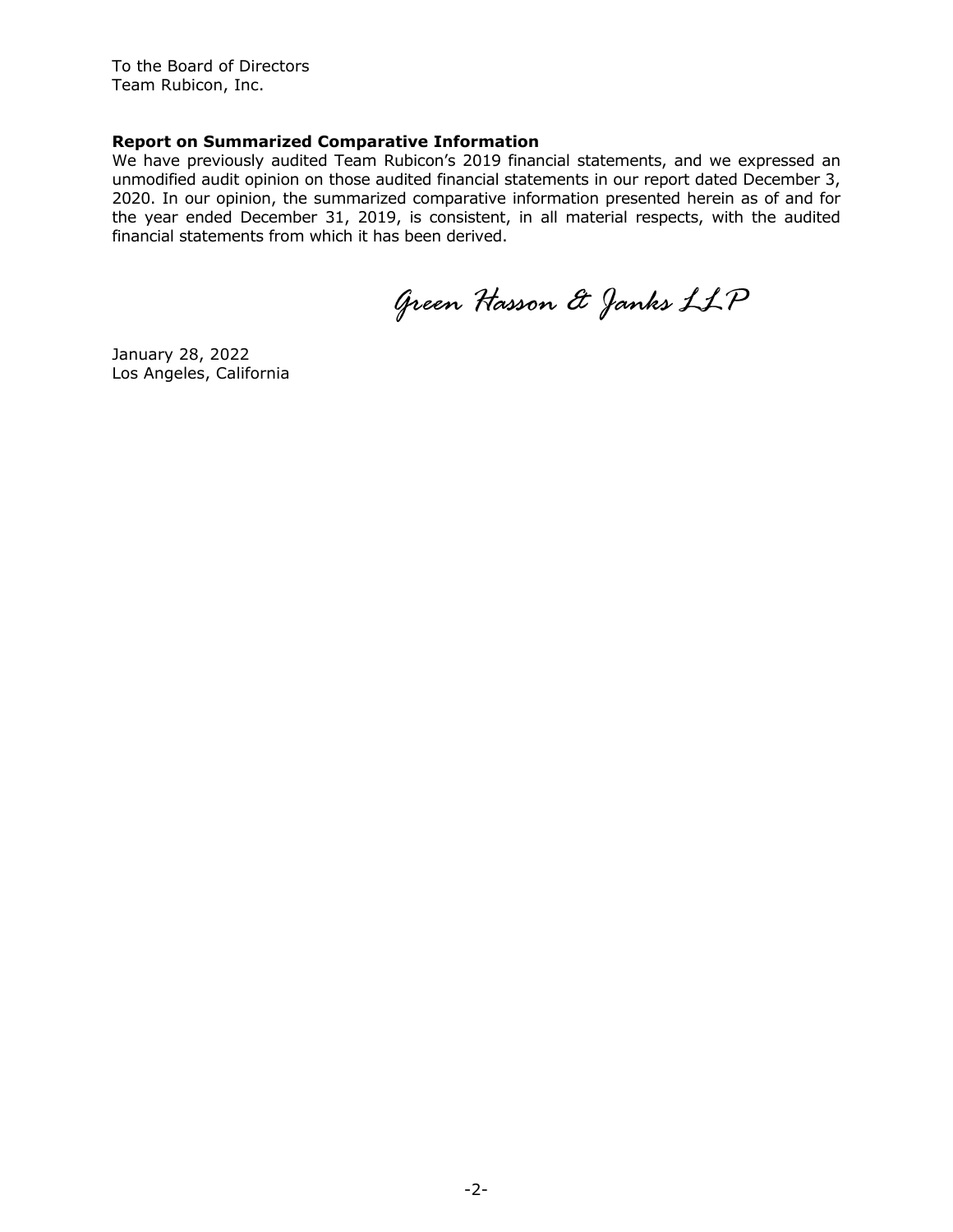To the Board of Directors
Team Rubicon, Inc.

**Report on Summarized Comparative Information**

We have previously audited Team Rubicon's 2019 financial statements, and we expressed an unmodified audit opinion on those audited financial statements in our report dated December 3, 2020. In our opinion, the summarized comparative information presented herein as of and for the year ended December 31, 2019, is consistent, in all material respects, with the audited financial statements from which it has been derived.

*Green Hasson & Janks LLP*

January 28, 2022
Los Angeles, California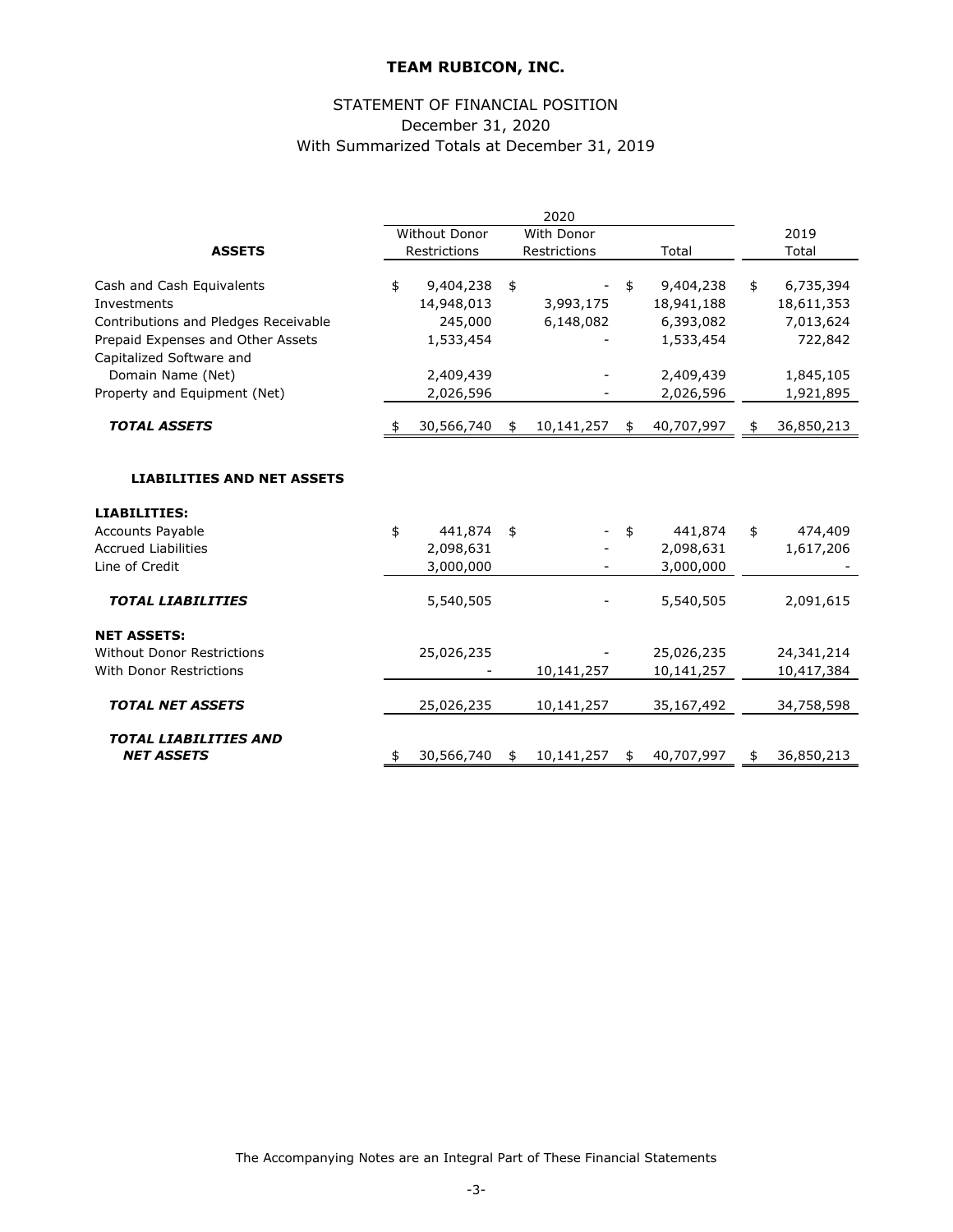# TEAM RUBICON, INC.

## STATEMENT OF FINANCIAL POSITION
December 31, 2020
With Summarized Totals at December 31, 2019

| | 2020 | | | 2019 |
|---|---|---|---|---|
| **ASSETS** | Without Donor Restrictions | With Donor Restrictions | Total | Total |
| Cash and Cash Equivalents | $ 9,404,238 | $ - | $ 9,404,238 | $ 6,735,394 |
| Investments | 14,948,013 | 3,993,175 | 18,941,188 | 18,611,353 |
| Contributions and Pledges Receivable | 245,000 | 6,148,082 | 6,393,082 | 7,013,624 |
| Prepaid Expenses and Other Assets | 1,533,454 | - | 1,533,454 | 722,842 |
| Capitalized Software and Domain Name (Net) | 2,409,439 | - | 2,409,439 | 1,845,105 |
| Property and Equipment (Net) | 2,026,596 | - | 2,026,596 | 1,921,895 |
| ***TOTAL ASSETS*** | $ 30,566,740 | $ 10,141,257 | $ 40,707,997 | $ 36,850,213 |
| | | | | |
| **LIABILITIES AND NET ASSETS** | | | | |
| | | | | |
| **LIABILITIES:** | | | | |
| Accounts Payable | $ 441,874 | $ - | $ 441,874 | $ 474,409 |
| Accrued Liabilities | 2,098,631 | - | 2,098,631 | 1,617,206 |
| Line of Credit | 3,000,000 | - | 3,000,000 | - |
| ***TOTAL LIABILITIES*** | 5,540,505 | - | 5,540,505 | 2,091,615 |
| | | | | |
| **NET ASSETS:** | | | | |
| Without Donor Restrictions | 25,026,235 | - | 25,026,235 | 24,341,214 |
| With Donor Restrictions | - | 10,141,257 | 10,141,257 | 10,417,384 |
| ***TOTAL NET ASSETS*** | 25,026,235 | 10,141,257 | 35,167,492 | 34,758,598 |
| | | | | |
| ***TOTAL LIABILITIES AND NET ASSETS*** | $ 30,566,740 | $ 10,141,257 | $ 40,707,997 | $ 36,850,213 |

The Accompanying Notes are an Integral Part of These Financial Statements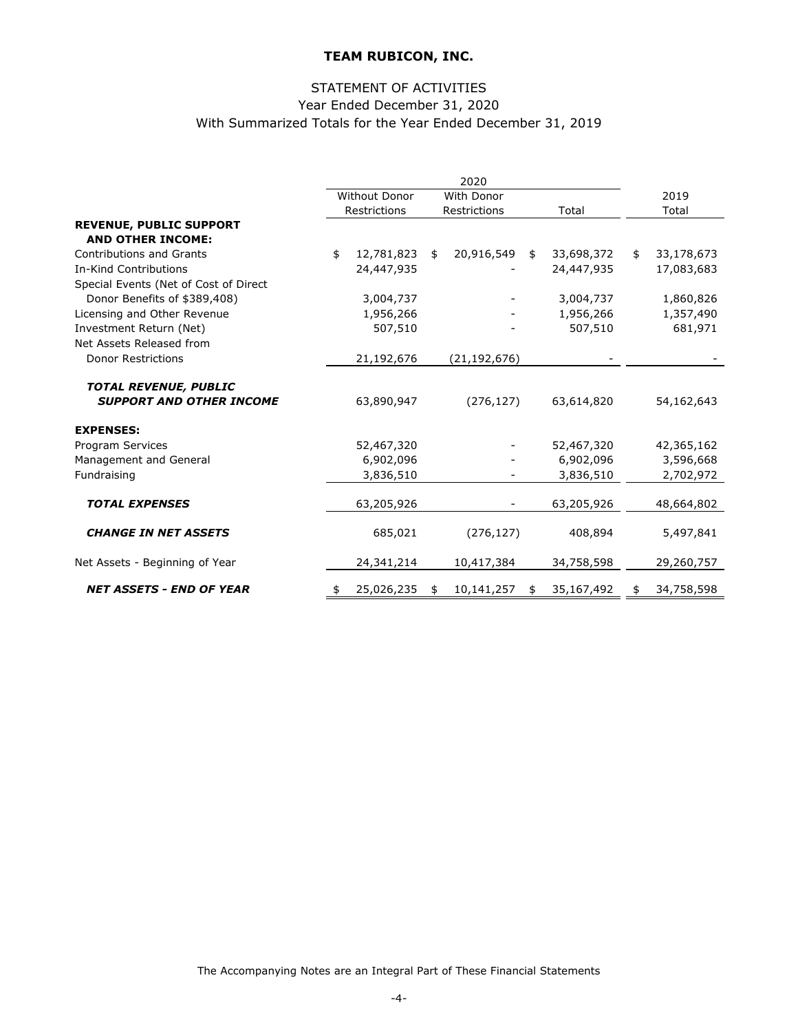# TEAM RUBICON, INC.

## STATEMENT OF ACTIVITIES
Year Ended December 31, 2020
With Summarized Totals for the Year Ended December 31, 2019

| | 2020 | | | 2019 |
|---|---|---|---|---|
| | Without Donor Restrictions | With Donor Restrictions | Total | Total |
| **REVENUE, PUBLIC SUPPORT AND OTHER INCOME:** | | | | |
| Contributions and Grants | $ 12,781,823 | $ 20,916,549 | $ 33,698,372 | $ 33,178,673 |
| In-Kind Contributions | 24,447,935 | - | 24,447,935 | 17,083,683 |
| Special Events (Net of Cost of Direct Donor Benefits of $389,408) | 3,004,737 | - | 3,004,737 | 1,860,826 |
| Licensing and Other Revenue | 1,956,266 | - | 1,956,266 | 1,357,490 |
| Investment Return (Net) | 507,510 | - | 507,510 | 681,971 |
| Net Assets Released from Donor Restrictions | 21,192,676 | (21,192,676) | - | - |
| ***TOTAL REVENUE, PUBLIC SUPPORT AND OTHER INCOME*** | 63,890,947 | (276,127) | 63,614,820 | 54,162,643 |
| **EXPENSES:** | | | | |
| Program Services | 52,467,320 | - | 52,467,320 | 42,365,162 |
| Management and General | 6,902,096 | - | 6,902,096 | 3,596,668 |
| Fundraising | 3,836,510 | - | 3,836,510 | 2,702,972 |
| ***TOTAL EXPENSES*** | 63,205,926 | - | 63,205,926 | 48,664,802 |
| ***CHANGE IN NET ASSETS*** | 685,021 | (276,127) | 408,894 | 5,497,841 |
| Net Assets - Beginning of Year | 24,341,214 | 10,417,384 | 34,758,598 | 29,260,757 |
| ***NET ASSETS - END OF YEAR*** | $ 25,026,235 | $ 10,141,257 | $ 35,167,492 | $ 34,758,598 |

The Accompanying Notes are an Integral Part of These Financial Statements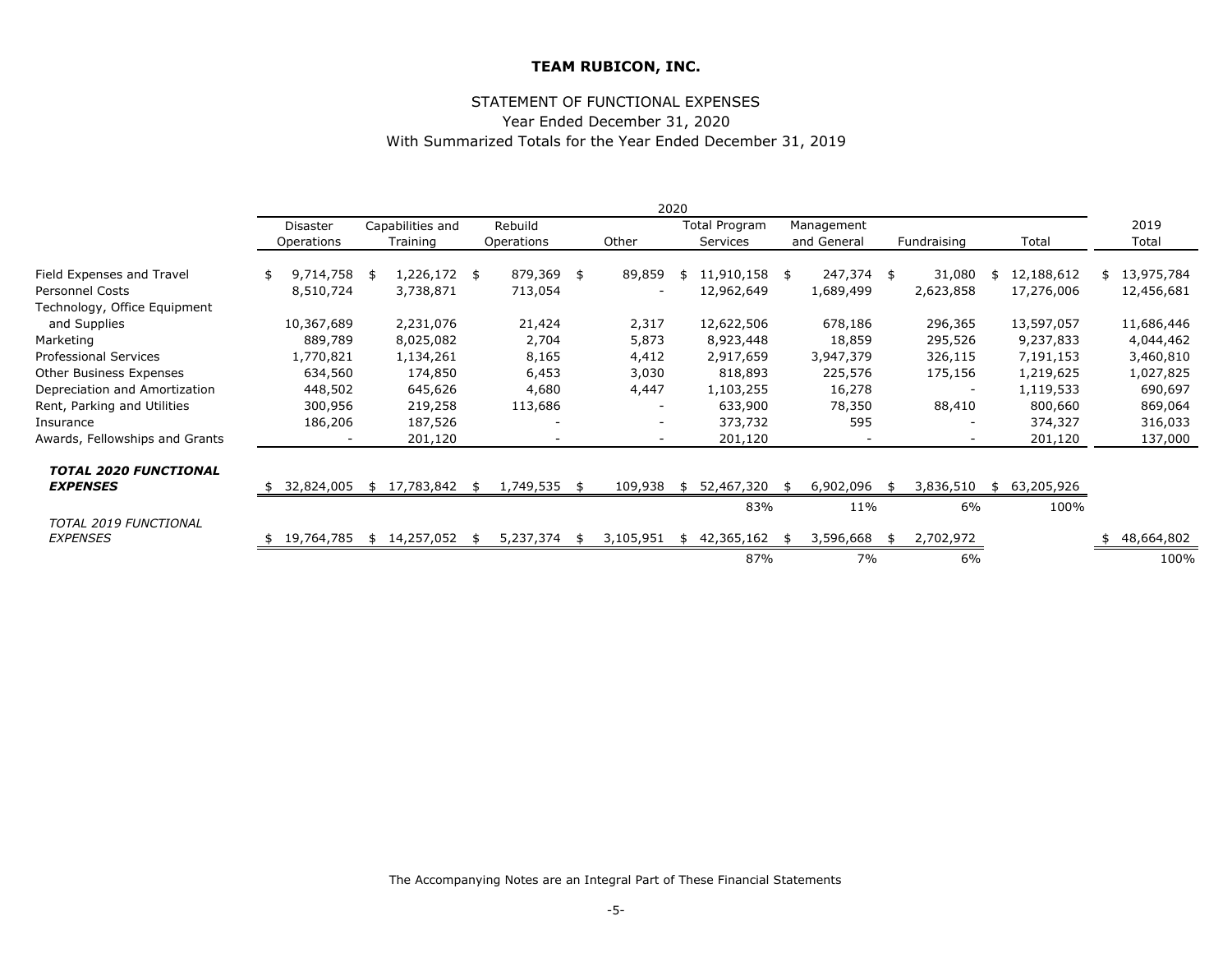**TEAM RUBICON, INC.**

STATEMENT OF FUNCTIONAL EXPENSES
Year Ended December 31, 2020
With Summarized Totals for the Year Ended December 31, 2019

| | 2020 | | | | | | | | |
|---|---|---|---|---|---|---|---|---|---|
| | Disaster Operations | Capabilities and Training | Rebuild Operations | Other | Total Program Services | Management and General | Fundraising | Total | 2019 Total |
| Field Expenses and Travel | $ 9,714,758 | $ 1,226,172 | $ 879,369 | $ 89,859 | $ 11,910,158 | $ 247,374 | $ 31,080 | $ 12,188,612 | $ 13,975,784 |
| Personnel Costs | 8,510,724 | 3,738,871 | 713,054 | - | 12,962,649 | 1,689,499 | 2,623,858 | 17,276,006 | 12,456,681 |
| Technology, Office Equipment and Supplies | 10,367,689 | 2,231,076 | 21,424 | 2,317 | 12,622,506 | 678,186 | 296,365 | 13,597,057 | 11,686,446 |
| Marketing | 889,789 | 8,025,082 | 2,704 | 5,873 | 8,923,448 | 18,859 | 295,526 | 9,237,833 | 4,044,462 |
| Professional Services | 1,770,821 | 1,134,261 | 8,165 | 4,412 | 2,917,659 | 3,947,379 | 326,115 | 7,191,153 | 3,460,810 |
| Other Business Expenses | 634,560 | 174,850 | 6,453 | 3,030 | 818,893 | 225,576 | 175,156 | 1,219,625 | 1,027,825 |
| Depreciation and Amortization | 448,502 | 645,626 | 4,680 | 4,447 | 1,103,255 | 16,278 | - | 1,119,533 | 690,697 |
| Rent, Parking and Utilities | 300,956 | 219,258 | 113,686 | - | 633,900 | 78,350 | 88,410 | 800,660 | 869,064 |
| Insurance | 186,206 | 187,526 | - | - | 373,732 | 595 | - | 374,327 | 316,033 |
| Awards, Fellowships and Grants | - | 201,120 | - | - | 201,120 | - | - | 201,120 | 137,000 |
| ***TOTAL 2020 FUNCTIONAL EXPENSES*** | $ 32,824,005 | $ 17,783,842 | $ 1,749,535 | $ 109,938 | $ 52,467,320 | $ 6,902,096 | $ 3,836,510 | $ 63,205,926 | |
| | | | | | 83% | 11% | 6% | 100% | |
| *TOTAL 2019 FUNCTIONAL EXPENSES* | $ 19,764,785 | $ 14,257,052 | $ 5,237,374 | $ 3,105,951 | $ 42,365,162 | $ 3,596,668 | $ 2,702,972 | | $ 48,664,802 |
| | | | | | 87% | 7% | 6% | | 100% |

The Accompanying Notes are an Integral Part of These Financial Statements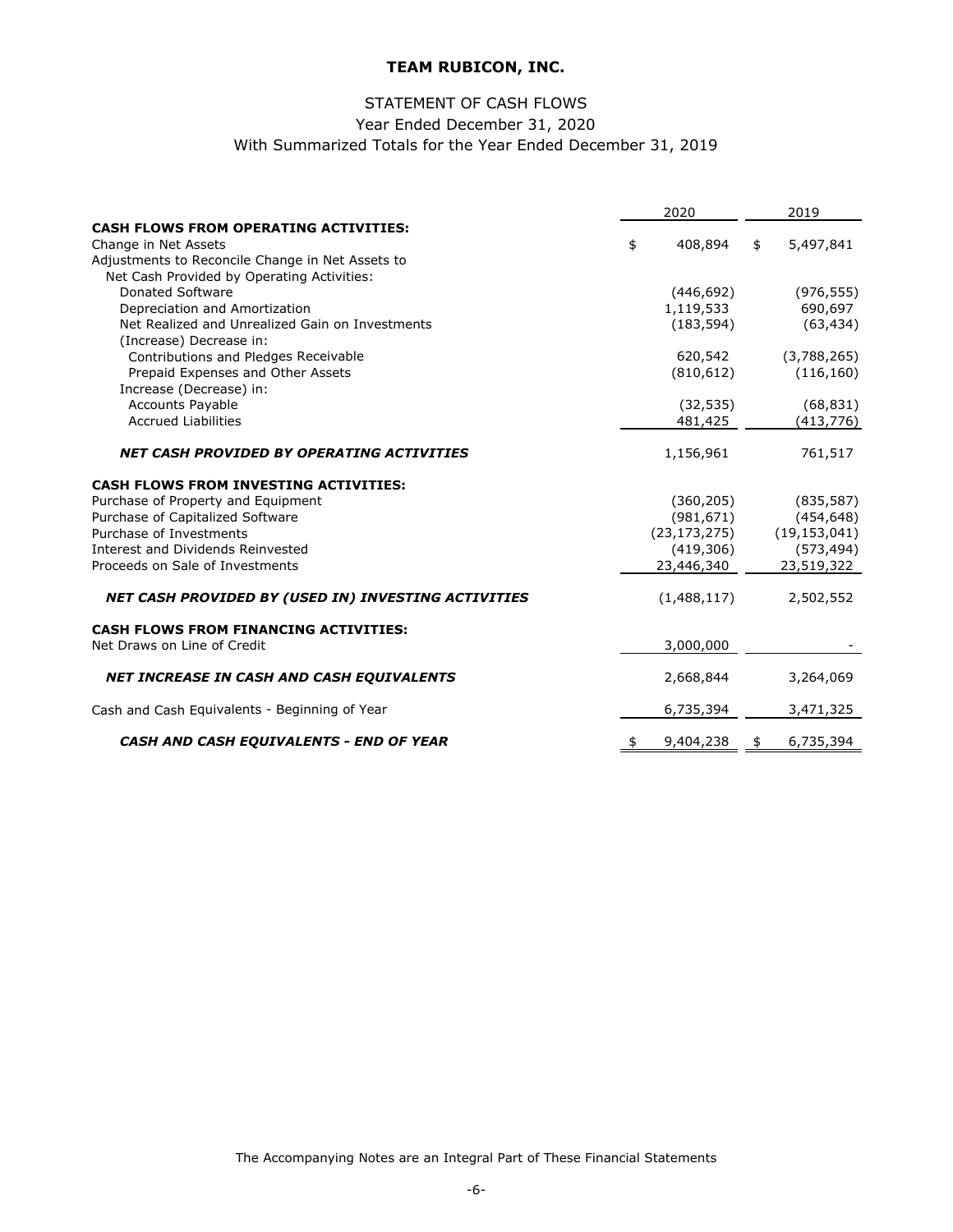# TEAM RUBICON, INC.

## STATEMENT OF CASH FLOWS

Year Ended December 31, 2020

With Summarized Totals for the Year Ended December 31, 2019

| | 2020 | 2019 |
|---|---|---|
| **CASH FLOWS FROM OPERATING ACTIVITIES:** | | |
| Change in Net Assets | $ 408,894 | $ 5,497,841 |
| Adjustments to Reconcile Change in Net Assets to Net Cash Provided by Operating Activities: | | |
| Donated Software | (446,692) | (976,555) |
| Depreciation and Amortization | 1,119,533 | 690,697 |
| Net Realized and Unrealized Gain on Investments | (183,594) | (63,434) |
| (Increase) Decrease in: | | |
| Contributions and Pledges Receivable | 620,542 | (3,788,265) |
| Prepaid Expenses and Other Assets | (810,612) | (116,160) |
| Increase (Decrease) in: | | |
| Accounts Payable | (32,535) | (68,831) |
| Accrued Liabilities | 481,425 | (413,776) |
| ***NET CASH PROVIDED BY OPERATING ACTIVITIES*** | 1,156,961 | 761,517 |
| **CASH FLOWS FROM INVESTING ACTIVITIES:** | | |
| Purchase of Property and Equipment | (360,205) | (835,587) |
| Purchase of Capitalized Software | (981,671) | (454,648) |
| Purchase of Investments | (23,173,275) | (19,153,041) |
| Interest and Dividends Reinvested | (419,306) | (573,494) |
| Proceeds on Sale of Investments | 23,446,340 | 23,519,322 |
| ***NET CASH PROVIDED BY (USED IN) INVESTING ACTIVITIES*** | (1,488,117) | 2,502,552 |
| **CASH FLOWS FROM FINANCING ACTIVITIES:** | | |
| Net Draws on Line of Credit | 3,000,000 | - |
| ***NET INCREASE IN CASH AND CASH EQUIVALENTS*** | 2,668,844 | 3,264,069 |
| Cash and Cash Equivalents - Beginning of Year | 6,735,394 | 3,471,325 |
| ***CASH AND CASH EQUIVALENTS - END OF YEAR*** | $ 9,404,238 | $ 6,735,394 |

The Accompanying Notes are an Integral Part of These Financial Statements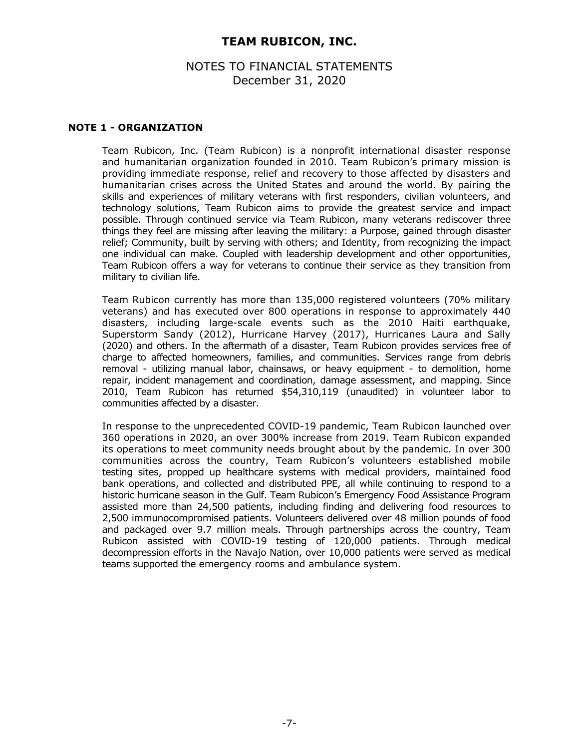# TEAM RUBICON, INC.

## NOTES TO FINANCIAL STATEMENTS
## December 31, 2020

### NOTE 1 - ORGANIZATION

Team Rubicon, Inc. (Team Rubicon) is a nonprofit international disaster response and humanitarian organization founded in 2010. Team Rubicon's primary mission is providing immediate response, relief and recovery to those affected by disasters and humanitarian crises across the United States and around the world. By pairing the skills and experiences of military veterans with first responders, civilian volunteers, and technology solutions, Team Rubicon aims to provide the greatest service and impact possible. Through continued service via Team Rubicon, many veterans rediscover three things they feel are missing after leaving the military: a Purpose, gained through disaster relief; Community, built by serving with others; and Identity, from recognizing the impact one individual can make. Coupled with leadership development and other opportunities, Team Rubicon offers a way for veterans to continue their service as they transition from military to civilian life.

Team Rubicon currently has more than 135,000 registered volunteers (70% military veterans) and has executed over 800 operations in response to approximately 440 disasters, including large-scale events such as the 2010 Haiti earthquake, Superstorm Sandy (2012), Hurricane Harvey (2017), Hurricanes Laura and Sally (2020) and others. In the aftermath of a disaster, Team Rubicon provides services free of charge to affected homeowners, families, and communities. Services range from debris removal - utilizing manual labor, chainsaws, or heavy equipment - to demolition, home repair, incident management and coordination, damage assessment, and mapping. Since 2010, Team Rubicon has returned $54,310,119 (unaudited) in volunteer labor to communities affected by a disaster.

In response to the unprecedented COVID-19 pandemic, Team Rubicon launched over 360 operations in 2020, an over 300% increase from 2019. Team Rubicon expanded its operations to meet community needs brought about by the pandemic. In over 300 communities across the country, Team Rubicon's volunteers established mobile testing sites, propped up healthcare systems with medical providers, maintained food bank operations, and collected and distributed PPE, all while continuing to respond to a historic hurricane season in the Gulf. Team Rubicon's Emergency Food Assistance Program assisted more than 24,500 patients, including finding and delivering food resources to 2,500 immunocompromised patients. Volunteers delivered over 48 million pounds of food and packaged over 9.7 million meals. Through partnerships across the country, Team Rubicon assisted with COVID-19 testing of 120,000 patients. Through medical decompression efforts in the Navajo Nation, over 10,000 patients were served as medical teams supported the emergency rooms and ambulance system.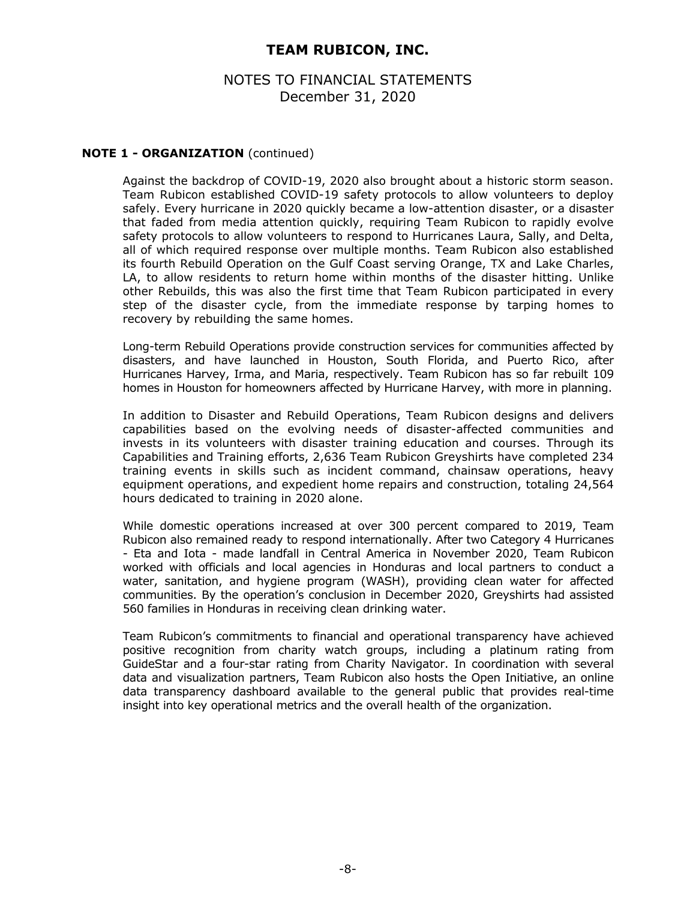**NOTE 1 - ORGANIZATION** (continued)

Against the backdrop of COVID-19, 2020 also brought about a historic storm season. Team Rubicon established COVID-19 safety protocols to allow volunteers to deploy safely. Every hurricane in 2020 quickly became a low-attention disaster, or a disaster that faded from media attention quickly, requiring Team Rubicon to rapidly evolve safety protocols to allow volunteers to respond to Hurricanes Laura, Sally, and Delta, all of which required response over multiple months. Team Rubicon also established its fourth Rebuild Operation on the Gulf Coast serving Orange, TX and Lake Charles, LA, to allow residents to return home within months of the disaster hitting. Unlike other Rebuilds, this was also the first time that Team Rubicon participated in every step of the disaster cycle, from the immediate response by tarping homes to recovery by rebuilding the same homes.

Long-term Rebuild Operations provide construction services for communities affected by disasters, and have launched in Houston, South Florida, and Puerto Rico, after Hurricanes Harvey, Irma, and Maria, respectively. Team Rubicon has so far rebuilt 109 homes in Houston for homeowners affected by Hurricane Harvey, with more in planning.

In addition to Disaster and Rebuild Operations, Team Rubicon designs and delivers capabilities based on the evolving needs of disaster-affected communities and invests in its volunteers with disaster training education and courses. Through its Capabilities and Training efforts, 2,636 Team Rubicon Greyshirts have completed 234 training events in skills such as incident command, chainsaw operations, heavy equipment operations, and expedient home repairs and construction, totaling 24,564 hours dedicated to training in 2020 alone.

While domestic operations increased at over 300 percent compared to 2019, Team Rubicon also remained ready to respond internationally. After two Category 4 Hurricanes - Eta and Iota - made landfall in Central America in November 2020, Team Rubicon worked with officials and local agencies in Honduras and local partners to conduct a water, sanitation, and hygiene program (WASH), providing clean water for affected communities. By the operation's conclusion in December 2020, Greyshirts had assisted 560 families in Honduras in receiving clean drinking water.

Team Rubicon's commitments to financial and operational transparency have achieved positive recognition from charity watch groups, including a platinum rating from GuideStar and a four-star rating from Charity Navigator. In coordination with several data and visualization partners, Team Rubicon also hosts the Open Initiative, an online data transparency dashboard available to the general public that provides real-time insight into key operational metrics and the overall health of the organization.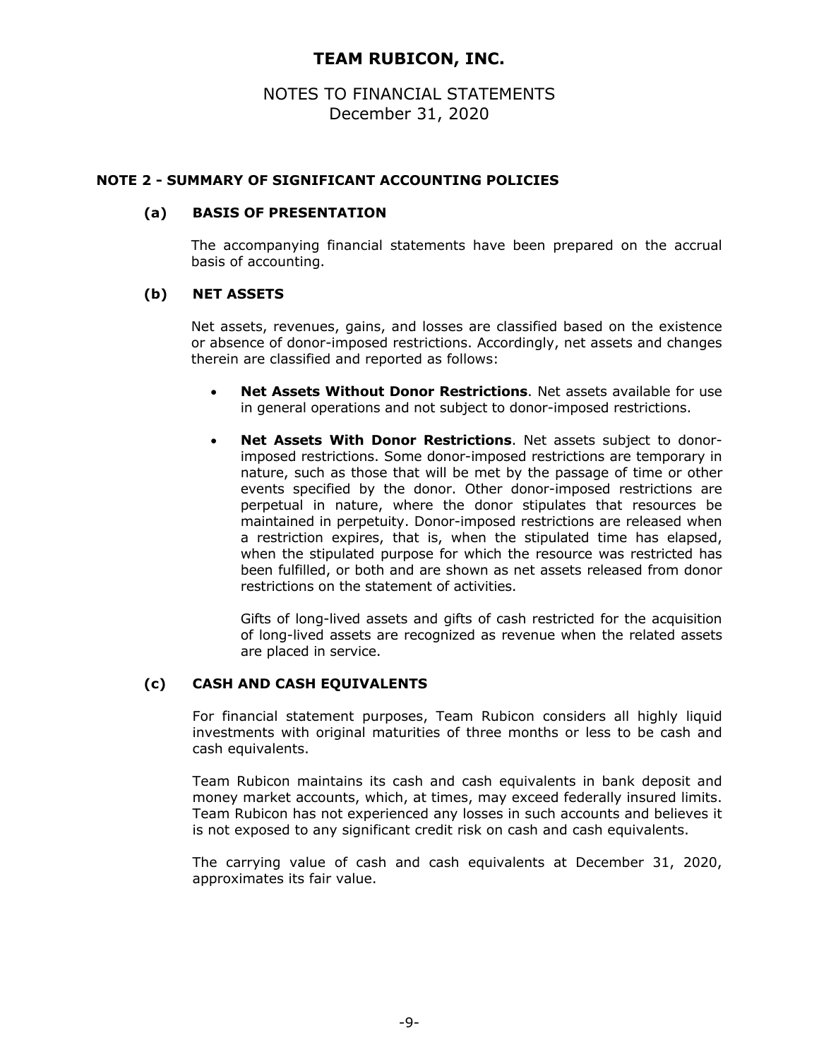# TEAM RUBICON, INC.

## NOTES TO FINANCIAL STATEMENTS
## December 31, 2020

### NOTE 2 - SUMMARY OF SIGNIFICANT ACCOUNTING POLICIES

#### (a) BASIS OF PRESENTATION

The accompanying financial statements have been prepared on the accrual basis of accounting.

#### (b) NET ASSETS

Net assets, revenues, gains, and losses are classified based on the existence or absence of donor-imposed restrictions. Accordingly, net assets and changes therein are classified and reported as follows:

- **Net Assets Without Donor Restrictions**. Net assets available for use in general operations and not subject to donor-imposed restrictions.

- **Net Assets With Donor Restrictions**. Net assets subject to donor-imposed restrictions. Some donor-imposed restrictions are temporary in nature, such as those that will be met by the passage of time or other events specified by the donor. Other donor-imposed restrictions are perpetual in nature, where the donor stipulates that resources be maintained in perpetuity. Donor-imposed restrictions are released when a restriction expires, that is, when the stipulated time has elapsed, when the stipulated purpose for which the resource was restricted has been fulfilled, or both and are shown as net assets released from donor restrictions on the statement of activities.

  Gifts of long-lived assets and gifts of cash restricted for the acquisition of long-lived assets are recognized as revenue when the related assets are placed in service.

#### (c) CASH AND CASH EQUIVALENTS

For financial statement purposes, Team Rubicon considers all highly liquid investments with original maturities of three months or less to be cash and cash equivalents.

Team Rubicon maintains its cash and cash equivalents in bank deposit and money market accounts, which, at times, may exceed federally insured limits. Team Rubicon has not experienced any losses in such accounts and believes it is not exposed to any significant credit risk on cash and cash equivalents.

The carrying value of cash and cash equivalents at December 31, 2020, approximates its fair value.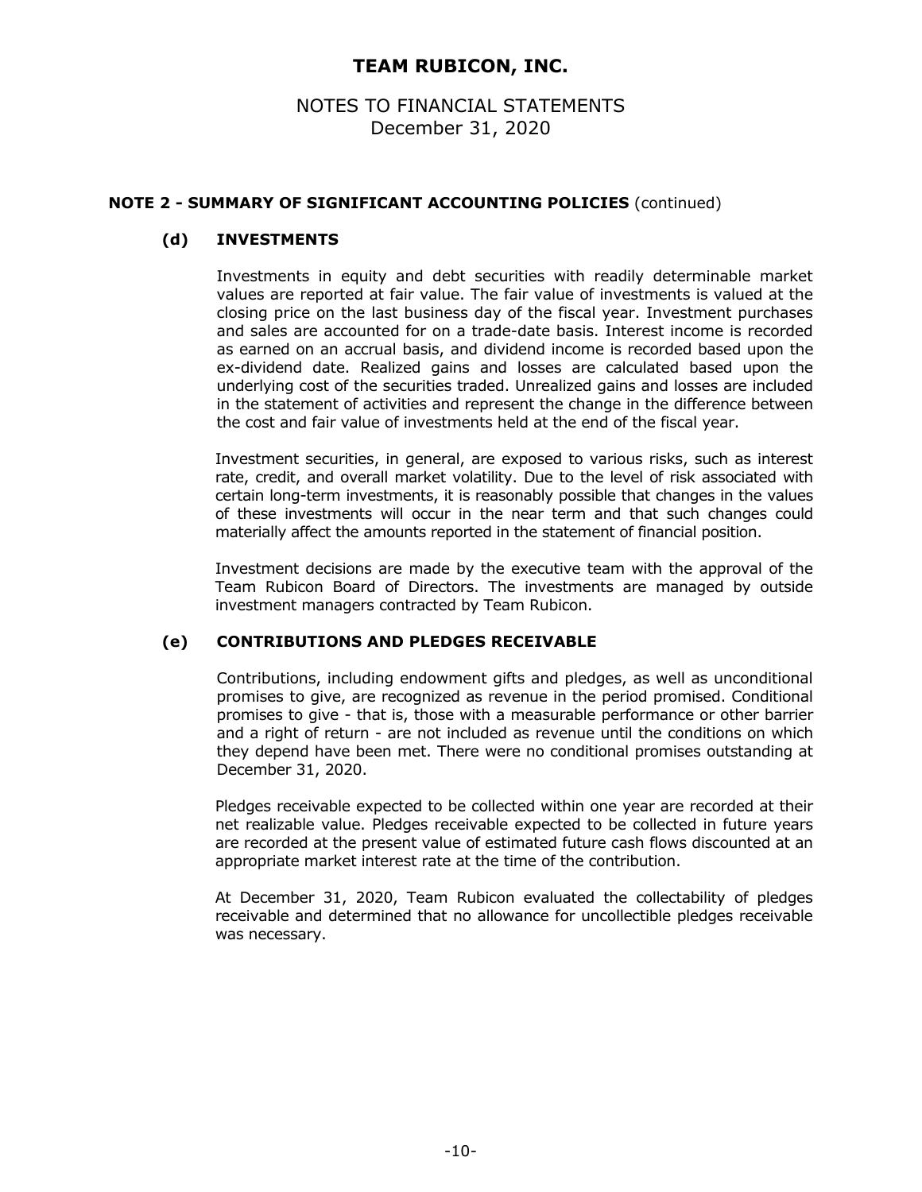# TEAM RUBICON, INC.

## NOTES TO FINANCIAL STATEMENTS
December 31, 2020

### NOTE 2 - SUMMARY OF SIGNIFICANT ACCOUNTING POLICIES (continued)

#### (d) INVESTMENTS

Investments in equity and debt securities with readily determinable market values are reported at fair value. The fair value of investments is valued at the closing price on the last business day of the fiscal year. Investment purchases and sales are accounted for on a trade-date basis. Interest income is recorded as earned on an accrual basis, and dividend income is recorded based upon the ex-dividend date. Realized gains and losses are calculated based upon the underlying cost of the securities traded. Unrealized gains and losses are included in the statement of activities and represent the change in the difference between the cost and fair value of investments held at the end of the fiscal year.

Investment securities, in general, are exposed to various risks, such as interest rate, credit, and overall market volatility. Due to the level of risk associated with certain long-term investments, it is reasonably possible that changes in the values of these investments will occur in the near term and that such changes could materially affect the amounts reported in the statement of financial position.

Investment decisions are made by the executive team with the approval of the Team Rubicon Board of Directors. The investments are managed by outside investment managers contracted by Team Rubicon.

#### (e) CONTRIBUTIONS AND PLEDGES RECEIVABLE

Contributions, including endowment gifts and pledges, as well as unconditional promises to give, are recognized as revenue in the period promised. Conditional promises to give - that is, those with a measurable performance or other barrier and a right of return - are not included as revenue until the conditions on which they depend have been met. There were no conditional promises outstanding at December 31, 2020.

Pledges receivable expected to be collected within one year are recorded at their net realizable value. Pledges receivable expected to be collected in future years are recorded at the present value of estimated future cash flows discounted at an appropriate market interest rate at the time of the contribution.

At December 31, 2020, Team Rubicon evaluated the collectability of pledges receivable and determined that no allowance for uncollectible pledges receivable was necessary.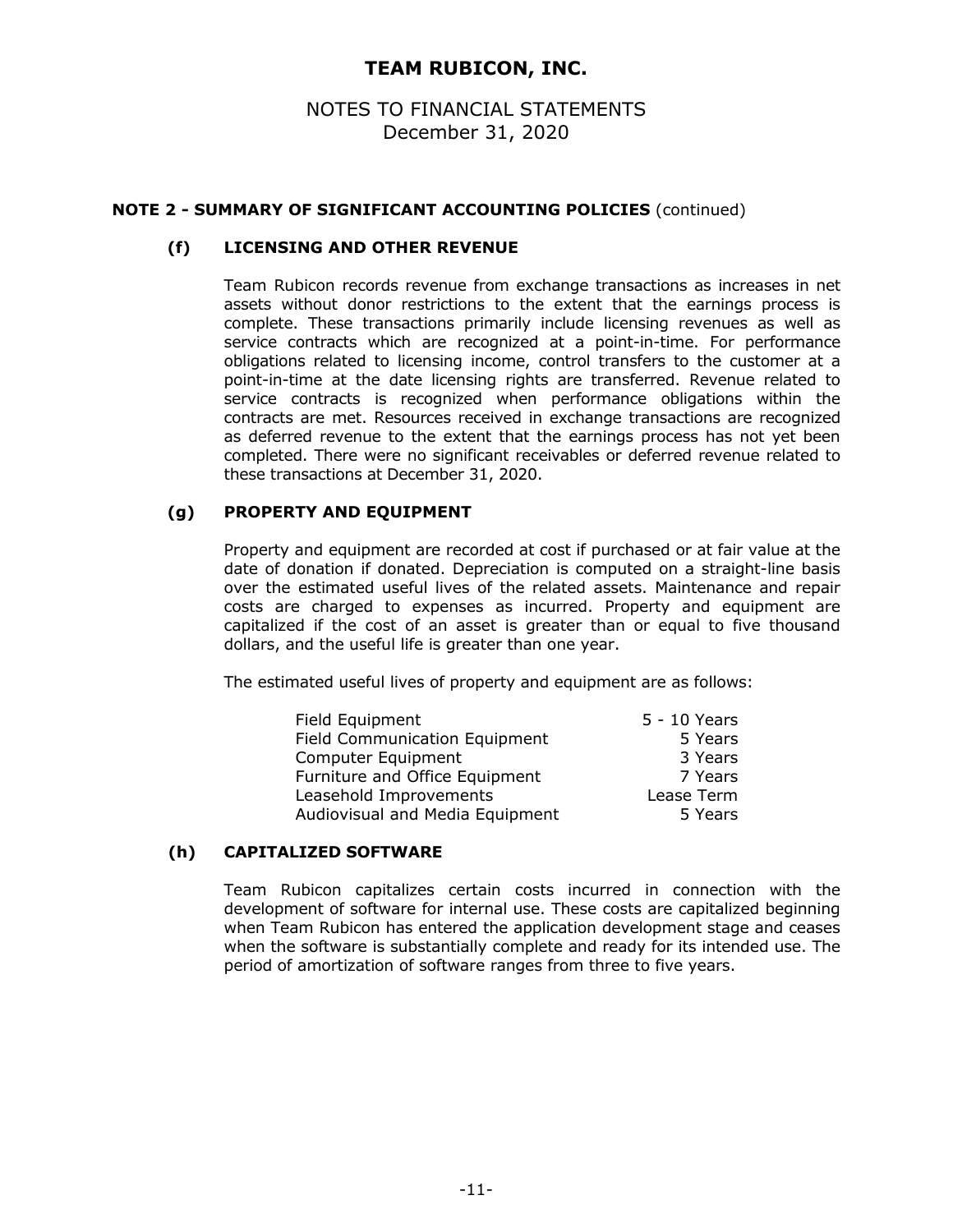# TEAM RUBICON, INC.

## NOTES TO FINANCIAL STATEMENTS
## December 31, 2020

### NOTE 2 - SUMMARY OF SIGNIFICANT ACCOUNTING POLICIES (continued)

#### (f) LICENSING AND OTHER REVENUE

Team Rubicon records revenue from exchange transactions as increases in net assets without donor restrictions to the extent that the earnings process is complete. These transactions primarily include licensing revenues as well as service contracts which are recognized at a point-in-time. For performance obligations related to licensing income, control transfers to the customer at a point-in-time at the date licensing rights are transferred. Revenue related to service contracts is recognized when performance obligations within the contracts are met. Resources received in exchange transactions are recognized as deferred revenue to the extent that the earnings process has not yet been completed. There were no significant receivables or deferred revenue related to these transactions at December 31, 2020.

#### (g) PROPERTY AND EQUIPMENT

Property and equipment are recorded at cost if purchased or at fair value at the date of donation if donated. Depreciation is computed on a straight-line basis over the estimated useful lives of the related assets. Maintenance and repair costs are charged to expenses as incurred. Property and equipment are capitalized if the cost of an asset is greater than or equal to five thousand dollars, and the useful life is greater than one year.

The estimated useful lives of property and equipment are as follows:

| | |
|---|---|
| Field Equipment | 5 - 10 Years |
| Field Communication Equipment | 5 Years |
| Computer Equipment | 3 Years |
| Furniture and Office Equipment | 7 Years |
| Leasehold Improvements | Lease Term |
| Audiovisual and Media Equipment | 5 Years |

#### (h) CAPITALIZED SOFTWARE

Team Rubicon capitalizes certain costs incurred in connection with the development of software for internal use. These costs are capitalized beginning when Team Rubicon has entered the application development stage and ceases when the software is substantially complete and ready for its intended use. The period of amortization of software ranges from three to five years.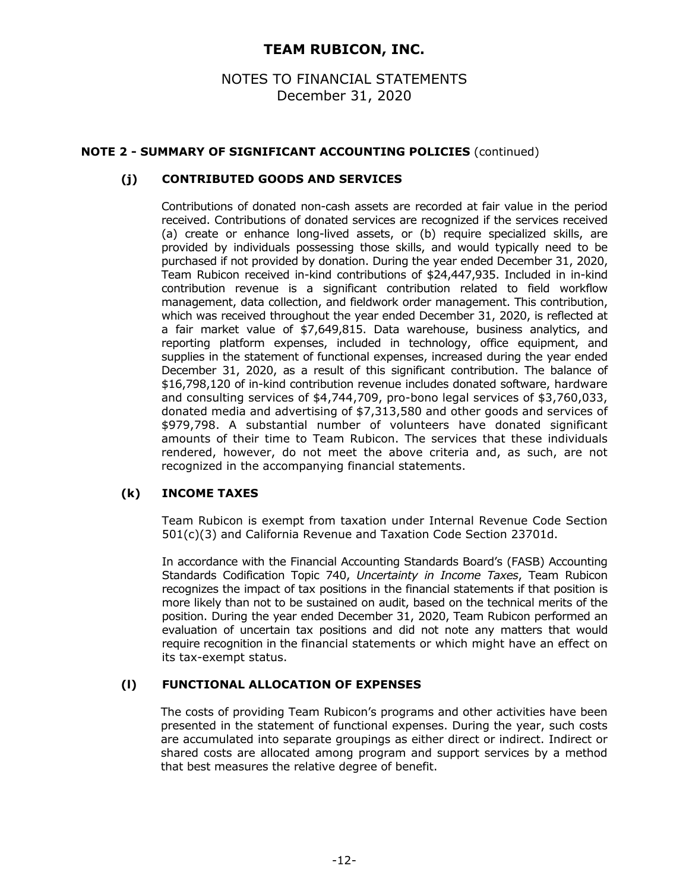# TEAM RUBICON, INC.

NOTES TO FINANCIAL STATEMENTS
December 31, 2020

## NOTE 2 - SUMMARY OF SIGNIFICANT ACCOUNTING POLICIES (continued)

### (j) CONTRIBUTED GOODS AND SERVICES

Contributions of donated non-cash assets are recorded at fair value in the period received. Contributions of donated services are recognized if the services received (a) create or enhance long-lived assets, or (b) require specialized skills, are provided by individuals possessing those skills, and would typically need to be purchased if not provided by donation. During the year ended December 31, 2020, Team Rubicon received in-kind contributions of $24,447,935. Included in in-kind contribution revenue is a significant contribution related to field workflow management, data collection, and fieldwork order management. This contribution, which was received throughout the year ended December 31, 2020, is reflected at a fair market value of $7,649,815. Data warehouse, business analytics, and reporting platform expenses, included in technology, office equipment, and supplies in the statement of functional expenses, increased during the year ended December 31, 2020, as a result of this significant contribution. The balance of $16,798,120 of in-kind contribution revenue includes donated software, hardware and consulting services of $4,744,709, pro-bono legal services of $3,760,033, donated media and advertising of $7,313,580 and other goods and services of $979,798. A substantial number of volunteers have donated significant amounts of their time to Team Rubicon. The services that these individuals rendered, however, do not meet the above criteria and, as such, are not recognized in the accompanying financial statements.

### (k) INCOME TAXES

Team Rubicon is exempt from taxation under Internal Revenue Code Section 501(c)(3) and California Revenue and Taxation Code Section 23701d.

In accordance with the Financial Accounting Standards Board's (FASB) Accounting Standards Codification Topic 740, *Uncertainty in Income Taxes*, Team Rubicon recognizes the impact of tax positions in the financial statements if that position is more likely than not to be sustained on audit, based on the technical merits of the position. During the year ended December 31, 2020, Team Rubicon performed an evaluation of uncertain tax positions and did not note any matters that would require recognition in the financial statements or which might have an effect on its tax-exempt status.

### (l) FUNCTIONAL ALLOCATION OF EXPENSES

The costs of providing Team Rubicon's programs and other activities have been presented in the statement of functional expenses. During the year, such costs are accumulated into separate groupings as either direct or indirect. Indirect or shared costs are allocated among program and support services by a method that best measures the relative degree of benefit.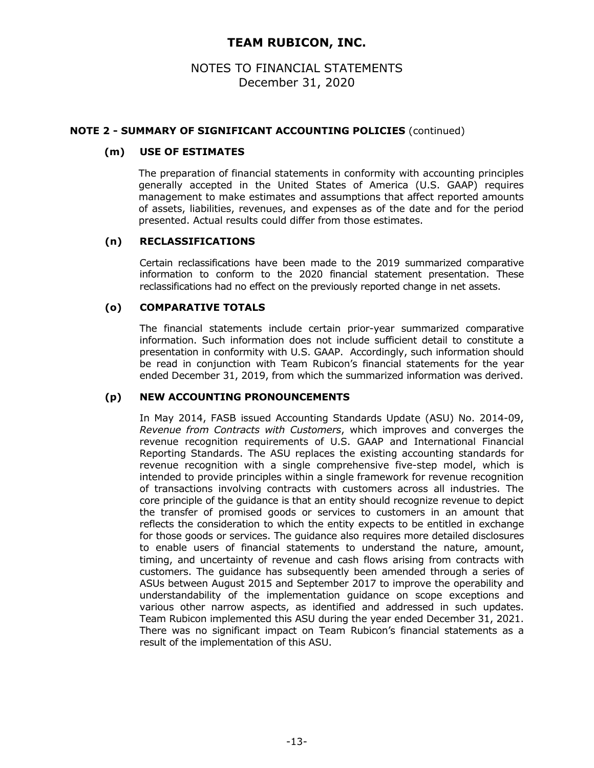## NOTE 2 - SUMMARY OF SIGNIFICANT ACCOUNTING POLICIES (continued)

### (m) USE OF ESTIMATES

The preparation of financial statements in conformity with accounting principles generally accepted in the United States of America (U.S. GAAP) requires management to make estimates and assumptions that affect reported amounts of assets, liabilities, revenues, and expenses as of the date and for the period presented. Actual results could differ from those estimates.

### (n) RECLASSIFICATIONS

Certain reclassifications have been made to the 2019 summarized comparative information to conform to the 2020 financial statement presentation. These reclassifications had no effect on the previously reported change in net assets.

### (o) COMPARATIVE TOTALS

The financial statements include certain prior-year summarized comparative information. Such information does not include sufficient detail to constitute a presentation in conformity with U.S. GAAP. Accordingly, such information should be read in conjunction with Team Rubicon's financial statements for the year ended December 31, 2019, from which the summarized information was derived.

### (p) NEW ACCOUNTING PRONOUNCEMENTS

In May 2014, FASB issued Accounting Standards Update (ASU) No. 2014-09, *Revenue from Contracts with Customers*, which improves and converges the revenue recognition requirements of U.S. GAAP and International Financial Reporting Standards. The ASU replaces the existing accounting standards for revenue recognition with a single comprehensive five-step model, which is intended to provide principles within a single framework for revenue recognition of transactions involving contracts with customers across all industries. The core principle of the guidance is that an entity should recognize revenue to depict the transfer of promised goods or services to customers in an amount that reflects the consideration to which the entity expects to be entitled in exchange for those goods or services. The guidance also requires more detailed disclosures to enable users of financial statements to understand the nature, amount, timing, and uncertainty of revenue and cash flows arising from contracts with customers. The guidance has subsequently been amended through a series of ASUs between August 2015 and September 2017 to improve the operability and understandability of the implementation guidance on scope exceptions and various other narrow aspects, as identified and addressed in such updates. Team Rubicon implemented this ASU during the year ended December 31, 2021. There was no significant impact on Team Rubicon's financial statements as a result of the implementation of this ASU.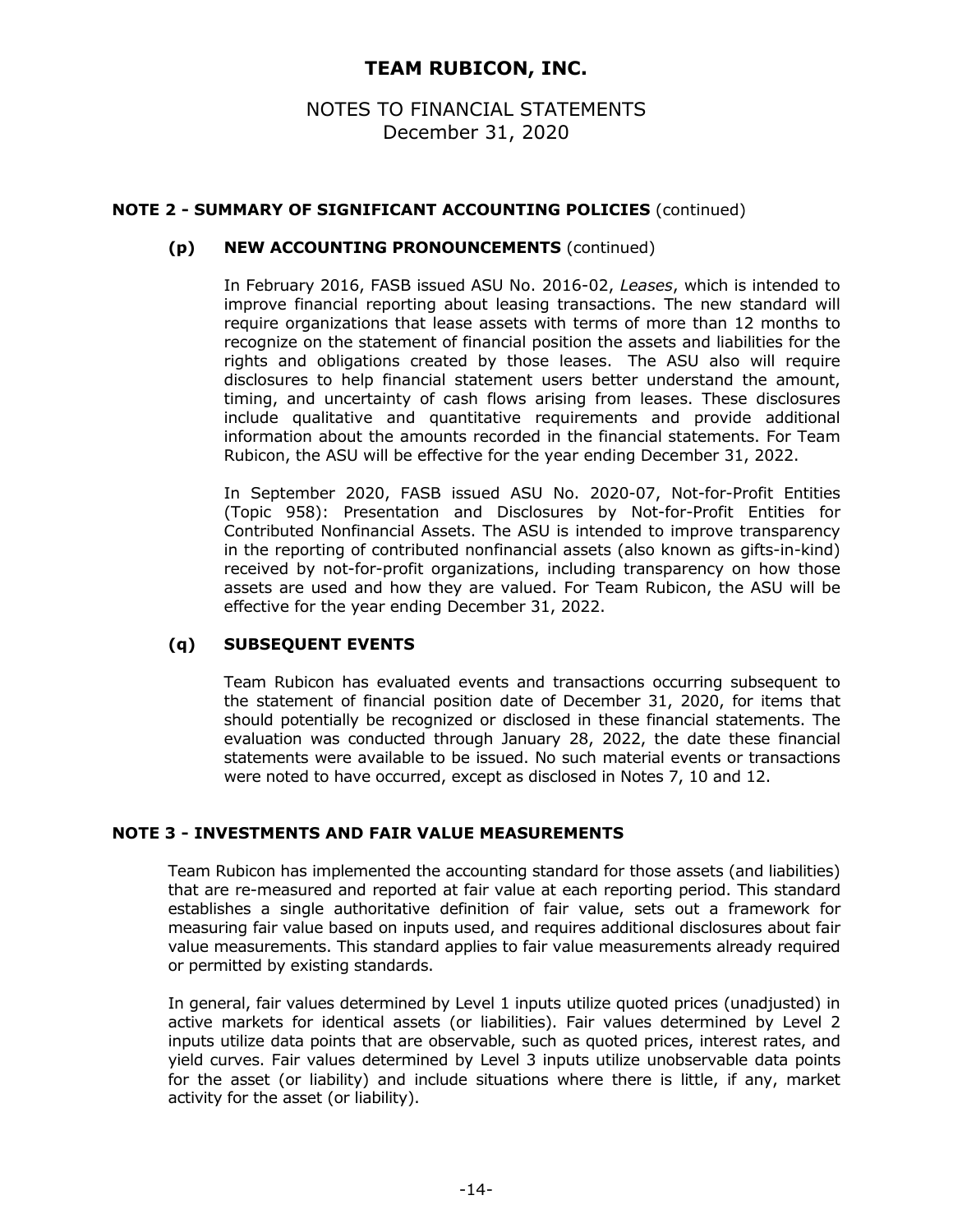## NOTE 2 - SUMMARY OF SIGNIFICANT ACCOUNTING POLICIES (continued)

### (p) NEW ACCOUNTING PRONOUNCEMENTS (continued)

In February 2016, FASB issued ASU No. 2016-02, *Leases*, which is intended to improve financial reporting about leasing transactions. The new standard will require organizations that lease assets with terms of more than 12 months to recognize on the statement of financial position the assets and liabilities for the rights and obligations created by those leases. The ASU also will require disclosures to help financial statement users better understand the amount, timing, and uncertainty of cash flows arising from leases. These disclosures include qualitative and quantitative requirements and provide additional information about the amounts recorded in the financial statements. For Team Rubicon, the ASU will be effective for the year ending December 31, 2022.

In September 2020, FASB issued ASU No. 2020-07, Not-for-Profit Entities (Topic 958): Presentation and Disclosures by Not-for-Profit Entities for Contributed Nonfinancial Assets. The ASU is intended to improve transparency in the reporting of contributed nonfinancial assets (also known as gifts-in-kind) received by not-for-profit organizations, including transparency on how those assets are used and how they are valued. For Team Rubicon, the ASU will be effective for the year ending December 31, 2022.

### (q) SUBSEQUENT EVENTS

Team Rubicon has evaluated events and transactions occurring subsequent to the statement of financial position date of December 31, 2020, for items that should potentially be recognized or disclosed in these financial statements. The evaluation was conducted through January 28, 2022, the date these financial statements were available to be issued. No such material events or transactions were noted to have occurred, except as disclosed in Notes 7, 10 and 12.

## NOTE 3 - INVESTMENTS AND FAIR VALUE MEASUREMENTS

Team Rubicon has implemented the accounting standard for those assets (and liabilities) that are re-measured and reported at fair value at each reporting period. This standard establishes a single authoritative definition of fair value, sets out a framework for measuring fair value based on inputs used, and requires additional disclosures about fair value measurements. This standard applies to fair value measurements already required or permitted by existing standards.

In general, fair values determined by Level 1 inputs utilize quoted prices (unadjusted) in active markets for identical assets (or liabilities). Fair values determined by Level 2 inputs utilize data points that are observable, such as quoted prices, interest rates, and yield curves. Fair values determined by Level 3 inputs utilize unobservable data points for the asset (or liability) and include situations where there is little, if any, market activity for the asset (or liability).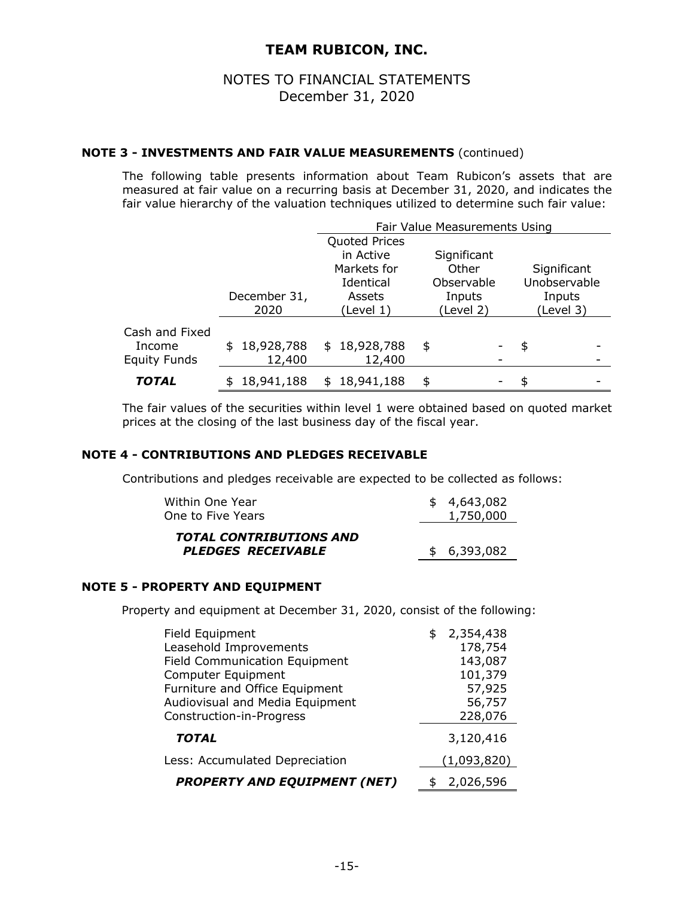## NOTE 3 - INVESTMENTS AND FAIR VALUE MEASUREMENTS (continued)

The following table presents information about Team Rubicon's assets that are measured at fair value on a recurring basis at December 31, 2020, and indicates the fair value hierarchy of the valuation techniques utilized to determine such fair value:

| | | Fair Value Measurements Using | | |
|---|---|---|---|---|
| | December 31, 2020 | Quoted Prices in Active Markets for Identical Assets (Level 1) | Significant Other Observable Inputs (Level 2) | Significant Unobservable Inputs (Level 3) |
| Cash and Fixed Income | $ 18,928,788 | $ 18,928,788 | $ - | $ - |
| Equity Funds | 12,400 | 12,400 | - | - |
| ***TOTAL*** | $ 18,941,188 | $ 18,941,188 | $ - | $ - |

The fair values of the securities within level 1 were obtained based on quoted market prices at the closing of the last business day of the fiscal year.

## NOTE 4 - CONTRIBUTIONS AND PLEDGES RECEIVABLE

Contributions and pledges receivable are expected to be collected as follows:

| | |
|---|---|
| Within One Year | $ 4,643,082 |
| One to Five Years | 1,750,000 |
| ***TOTAL CONTRIBUTIONS AND PLEDGES RECEIVABLE*** | $ 6,393,082 |

## NOTE 5 - PROPERTY AND EQUIPMENT

Property and equipment at December 31, 2020, consist of the following:

| | |
|---|---|
| Field Equipment | $ 2,354,438 |
| Leasehold Improvements | 178,754 |
| Field Communication Equipment | 143,087 |
| Computer Equipment | 101,379 |
| Furniture and Office Equipment | 57,925 |
| Audiovisual and Media Equipment | 56,757 |
| Construction-in-Progress | 228,076 |
| ***TOTAL*** | 3,120,416 |
| Less: Accumulated Depreciation | (1,093,820) |
| ***PROPERTY AND EQUIPMENT (NET)*** | $ 2,026,596 |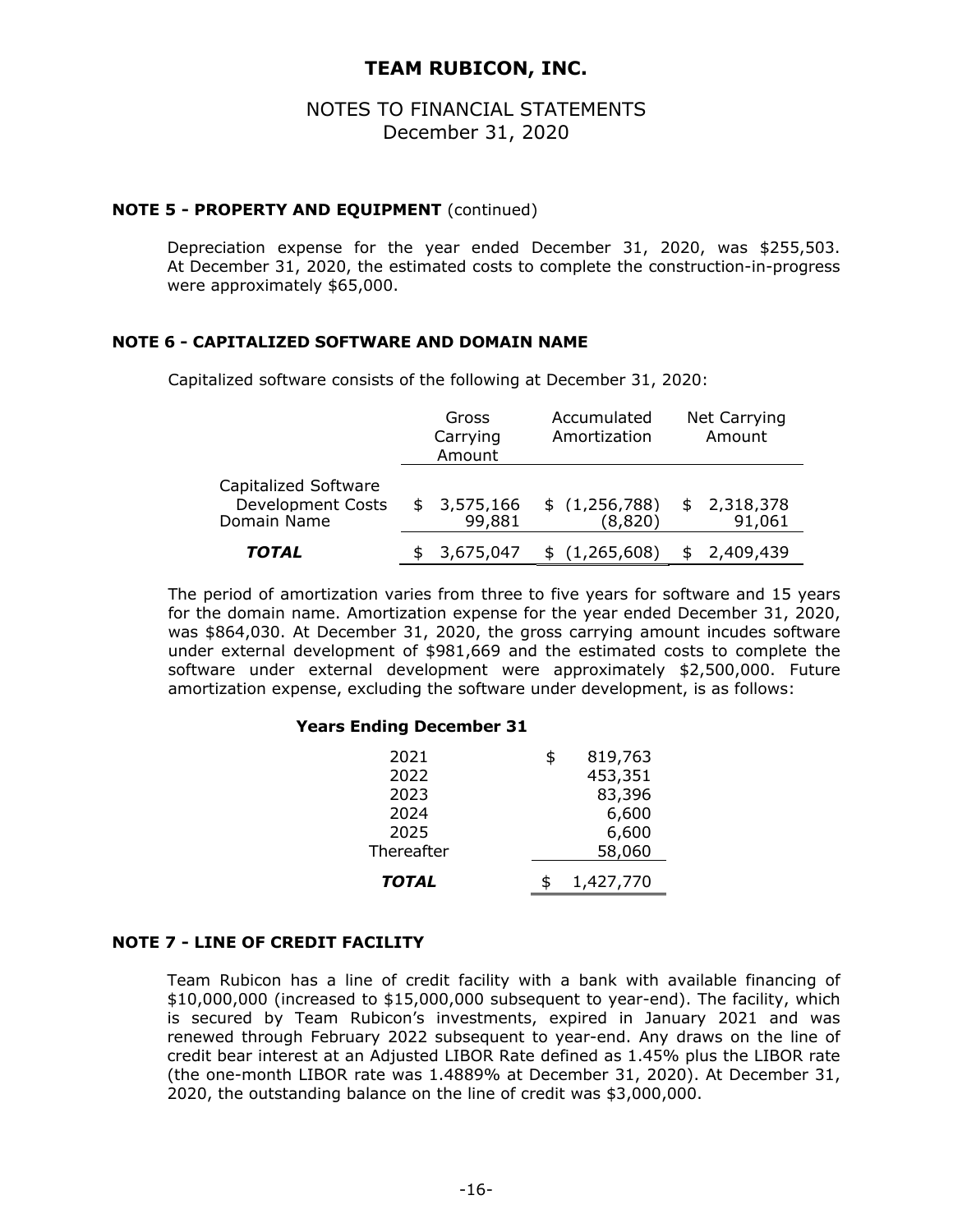## NOTE 5 - PROPERTY AND EQUIPMENT (continued)

Depreciation expense for the year ended December 31, 2020, was $255,503. At December 31, 2020, the estimated costs to complete the construction-in-progress were approximately $65,000.

## NOTE 6 - CAPITALIZED SOFTWARE AND DOMAIN NAME

Capitalized software consists of the following at December 31, 2020:

| | Gross Carrying Amount | Accumulated Amortization | Net Carrying Amount |
|---|---|---|---|
| Capitalized Software Development Costs | $ 3,575,166 | $ (1,256,788) | $ 2,318,378 |
| Domain Name | 99,881 | (8,820) | 91,061 |
| ***TOTAL*** | $ 3,675,047 | $ (1,265,608) | $ 2,409,439 |

The period of amortization varies from three to five years for software and 15 years for the domain name. Amortization expense for the year ended December 31, 2020, was $864,030. At December 31, 2020, the gross carrying amount incudes software under external development of $981,669 and the estimated costs to complete the software under external development were approximately $2,500,000. Future amortization expense, excluding the software under development, is as follows:

| Years Ending December 31 | |
|---|---|
| 2021 | $ 819,763 |
| 2022 | 453,351 |
| 2023 | 83,396 |
| 2024 | 6,600 |
| 2025 | 6,600 |
| Thereafter | 58,060 |
| ***TOTAL*** | $ 1,427,770 |

## NOTE 7 - LINE OF CREDIT FACILITY

Team Rubicon has a line of credit facility with a bank with available financing of $10,000,000 (increased to $15,000,000 subsequent to year-end). The facility, which is secured by Team Rubicon's investments, expired in January 2021 and was renewed through February 2022 subsequent to year-end. Any draws on the line of credit bear interest at an Adjusted LIBOR Rate defined as 1.45% plus the LIBOR rate (the one-month LIBOR rate was 1.4889% at December 31, 2020). At December 31, 2020, the outstanding balance on the line of credit was $3,000,000.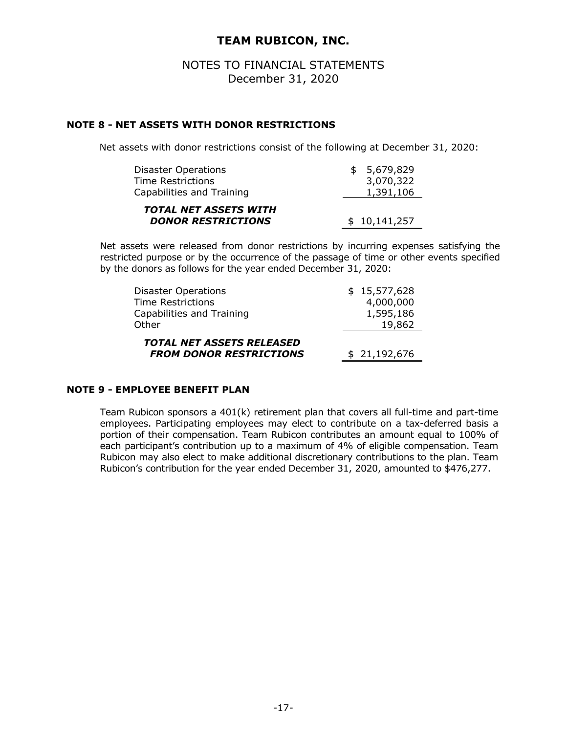# TEAM RUBICON, INC.

## NOTES TO FINANCIAL STATEMENTS
December 31, 2020

### NOTE 8 - NET ASSETS WITH DONOR RESTRICTIONS

Net assets with donor restrictions consist of the following at December 31, 2020:

| | |
|---|---|
| Disaster Operations | $ 5,679,829 |
| Time Restrictions | 3,070,322 |
| Capabilities and Training | 1,391,106 |
| ***TOTAL NET ASSETS WITH DONOR RESTRICTIONS*** | $ 10,141,257 |

Net assets were released from donor restrictions by incurring expenses satisfying the restricted purpose or by the occurrence of the passage of time or other events specified by the donors as follows for the year ended December 31, 2020:

| | |
|---|---|
| Disaster Operations | $ 15,577,628 |
| Time Restrictions | 4,000,000 |
| Capabilities and Training | 1,595,186 |
| Other | 19,862 |
| ***TOTAL NET ASSETS RELEASED FROM DONOR RESTRICTIONS*** | $ 21,192,676 |

### NOTE 9 - EMPLOYEE BENEFIT PLAN

Team Rubicon sponsors a 401(k) retirement plan that covers all full-time and part-time employees. Participating employees may elect to contribute on a tax-deferred basis a portion of their compensation. Team Rubicon contributes an amount equal to 100% of each participant's contribution up to a maximum of 4% of eligible compensation. Team Rubicon may also elect to make additional discretionary contributions to the plan. Team Rubicon's contribution for the year ended December 31, 2020, amounted to $476,277.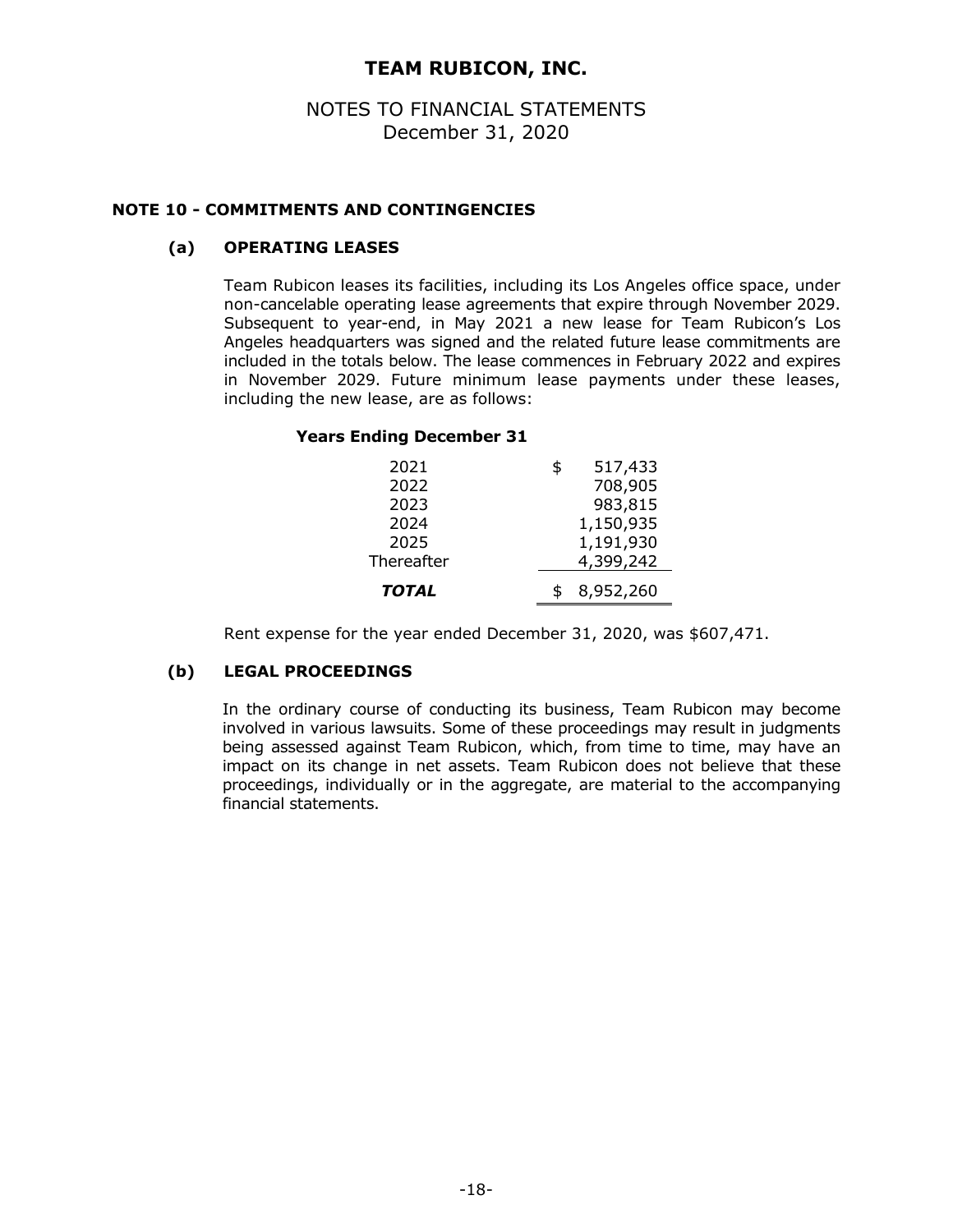# TEAM RUBICON, INC.

NOTES TO FINANCIAL STATEMENTS
December 31, 2020

## NOTE 10 - COMMITMENTS AND CONTINGENCIES

### (a) OPERATING LEASES

Team Rubicon leases its facilities, including its Los Angeles office space, under non-cancelable operating lease agreements that expire through November 2029. Subsequent to year-end, in May 2021 a new lease for Team Rubicon's Los Angeles headquarters was signed and the related future lease commitments are included in the totals below. The lease commences in February 2022 and expires in November 2029. Future minimum lease payments under these leases, including the new lease, are as follows:

| **Years Ending December 31** | |
|---|---|
| 2021 | $ 517,433 |
| 2022 | 708,905 |
| 2023 | 983,815 |
| 2024 | 1,150,935 |
| 2025 | 1,191,930 |
| Thereafter | 4,399,242 |
| ***TOTAL*** | $ 8,952,260 |

Rent expense for the year ended December 31, 2020, was $607,471.

### (b) LEGAL PROCEEDINGS

In the ordinary course of conducting its business, Team Rubicon may become involved in various lawsuits. Some of these proceedings may result in judgments being assessed against Team Rubicon, which, from time to time, may have an impact on its change in net assets. Team Rubicon does not believe that these proceedings, individually or in the aggregate, are material to the accompanying financial statements.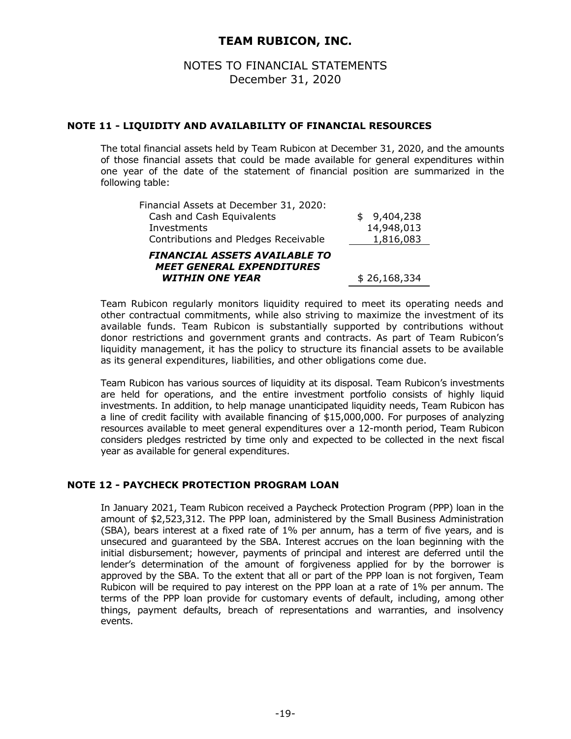# TEAM RUBICON, INC.

## NOTES TO FINANCIAL STATEMENTS
December 31, 2020

### NOTE 11 - LIQUIDITY AND AVAILABILITY OF FINANCIAL RESOURCES

The total financial assets held by Team Rubicon at December 31, 2020, and the amounts of those financial assets that could be made available for general expenditures within one year of the date of the statement of financial position are summarized in the following table:

| | |
|---|---|
| Financial Assets at December 31, 2020: | |
| Cash and Cash Equivalents | $ 9,404,238 |
| Investments | 14,948,013 |
| Contributions and Pledges Receivable | 1,816,083 |
| ***FINANCIAL ASSETS AVAILABLE TO MEET GENERAL EXPENDITURES WITHIN ONE YEAR*** | $ 26,168,334 |

Team Rubicon regularly monitors liquidity required to meet its operating needs and other contractual commitments, while also striving to maximize the investment of its available funds. Team Rubicon is substantially supported by contributions without donor restrictions and government grants and contracts. As part of Team Rubicon's liquidity management, it has the policy to structure its financial assets to be available as its general expenditures, liabilities, and other obligations come due.

Team Rubicon has various sources of liquidity at its disposal. Team Rubicon's investments are held for operations, and the entire investment portfolio consists of highly liquid investments. In addition, to help manage unanticipated liquidity needs, Team Rubicon has a line of credit facility with available financing of $15,000,000. For purposes of analyzing resources available to meet general expenditures over a 12-month period, Team Rubicon considers pledges restricted by time only and expected to be collected in the next fiscal year as available for general expenditures.

### NOTE 12 - PAYCHECK PROTECTION PROGRAM LOAN

In January 2021, Team Rubicon received a Paycheck Protection Program (PPP) loan in the amount of $2,523,312. The PPP loan, administered by the Small Business Administration (SBA), bears interest at a fixed rate of 1% per annum, has a term of five years, and is unsecured and guaranteed by the SBA. Interest accrues on the loan beginning with the initial disbursement; however, payments of principal and interest are deferred until the lender's determination of the amount of forgiveness applied for by the borrower is approved by the SBA. To the extent that all or part of the PPP loan is not forgiven, Team Rubicon will be required to pay interest on the PPP loan at a rate of 1% per annum. The terms of the PPP loan provide for customary events of default, including, among other things, payment defaults, breach of representations and warranties, and insolvency events.